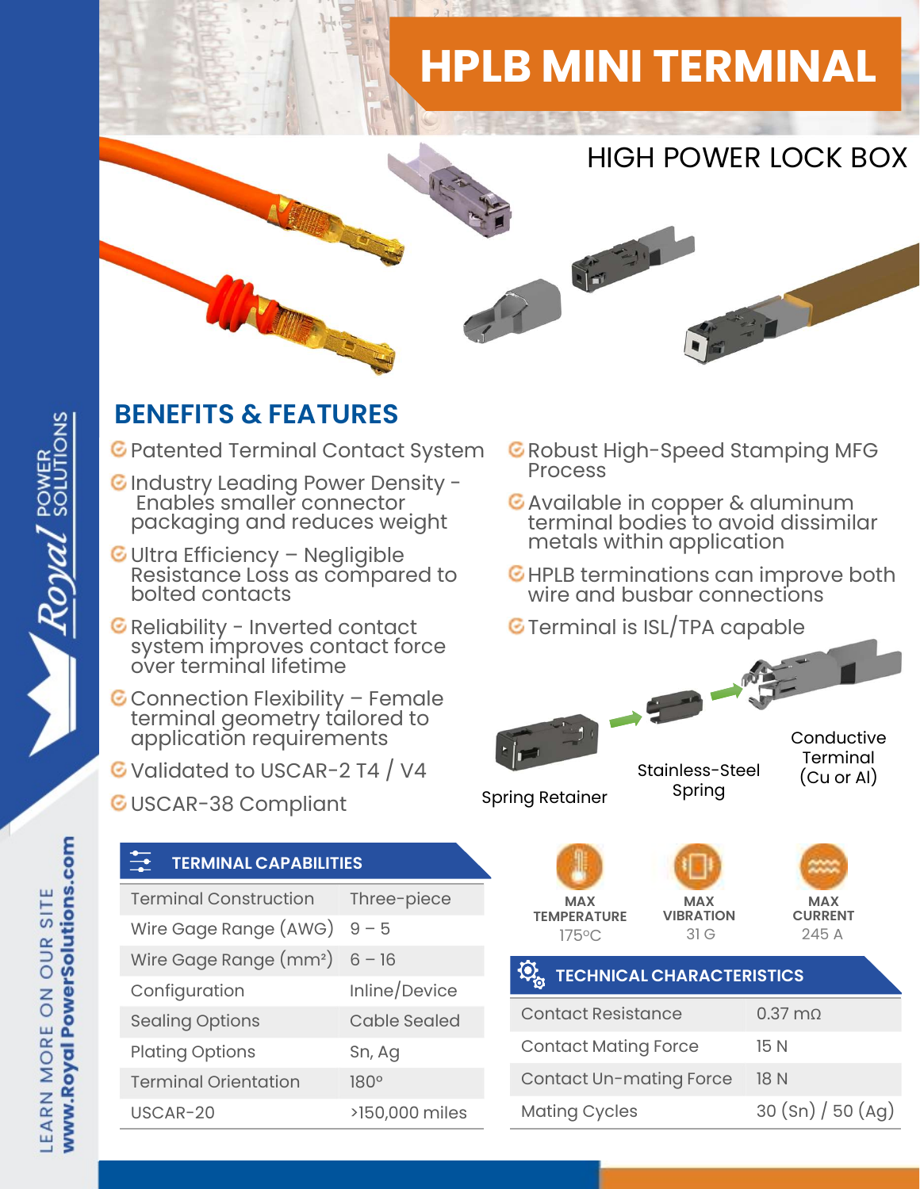# HPLB MINI TERMINAL

## HIGH POWER LOCK BOX

## BENEFITS & FEATURES

- Patented Terminal Contact System
- Industry Leading Power Density - Enables smaller connector packaging and reduces weight
- Ultra Efficiency – Negligible Resistance Loss as compared to bolted contacts
- Reliability - Inverted contact system improves contact force over terminal lifetime
- Connection Flexibility – Female terminal geometry tailored to application requirements
- Validated to USCAR-2 T4 / V4
- USCAR-38 Compliant
- Robust High-Speed Stamping MFG Process
- Available in copper & aluminum terminal bodies to avoid dissimilar metals within application
- HPLB terminations can improve both wire and busbar connections
- Terminal is ISL/TPA capable

Spring Retainer

Stainless-Steel Spring

Conductive Terminal (Cu or Al)

### TERMINAL CAPABILITIES

| Terminal Construction | Three-piece |
|---|---|
| Wire Gage Range (AWG) | 9 – 5 |
| Wire Gage Range (mm²) | 6 – 16 |
| Configuration | Inline/Device |
| Sealing Options | Cable Sealed |
| Plating Options | Sn, Ag |
| Terminal Orientation | 180° |
| USCAR-20 | >150,000 miles |

| MAX TEMPERATURE | MAX VIBRATION | MAX CURRENT |
|---|---|---|
| 175°C | 31 G | 245 A |

### TECHNICAL CHARACTERISTICS

| Contact Resistance | 0.37 mΩ |
|---|---|
| Contact Mating Force | 15 N |
| Contact Un-mating Force | 18 N |
| Mating Cycles | 30 (Sn) / 50 (Ag) |

Royal POWER SOLUTIONS

LEARN MORE ON OUR SITE www.RoyalPowerSolutions.com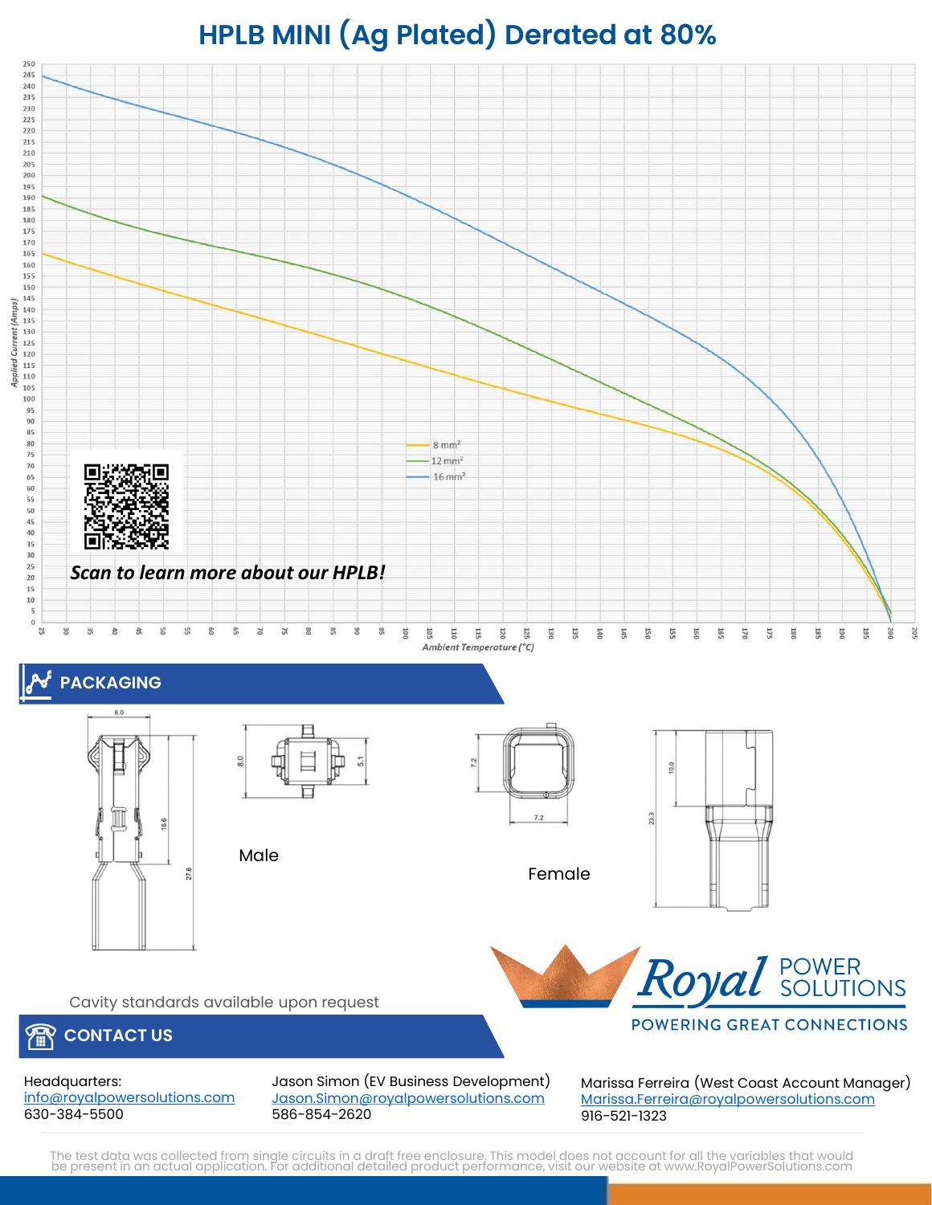# HPLB MINI (Ag Plated) Derated at 80%

Applied Current (Amps)

250
245
240
235
230
225
220
215
210
205
200
195
190
185
180
175
170
165
160
155
150
145
140
135
130
125
120
115
110
105
100
95
90
85
80
75
70
65
60
55
50
45
40
35
30
25
20
15
10
5
0

25 30 35 40 45 50 55 60 65 70 75 80 85 90 95 100 105 110 115 120 125 130 135 140 145 150 155 160 165 170 175 180 185 190 195 200 205

Ambient Temperature (°C)

8 mm²
12 mm²
16 mm²

***Scan to learn more about our HPLB!***

## PACKAGING

8.0
16.6
27.6

8.0
5.1

Male

7.2
7.2

10.0
23.3

Female

Cavity standards available upon request

Royal POWER SOLUTIONS

POWERING GREAT CONNECTIONS

## CONTACT US

Headquarters:
info@royalpowersolutions.com
630-384-5500

Jason Simon (EV Business Development)
Jason.Simon@royalpowersolutions.com
586-854-2620

Marissa Ferreira (West Coast Account Manager)
Marissa.Ferreira@royalpowersolutions.com
916-521-1323

The test data was collected from single circuits in a draft free enclosure. This model does not account for all the variables that would be present in an actual application. For additional detailed product performance, visit our website at www.RoyalPowerSolutions.com